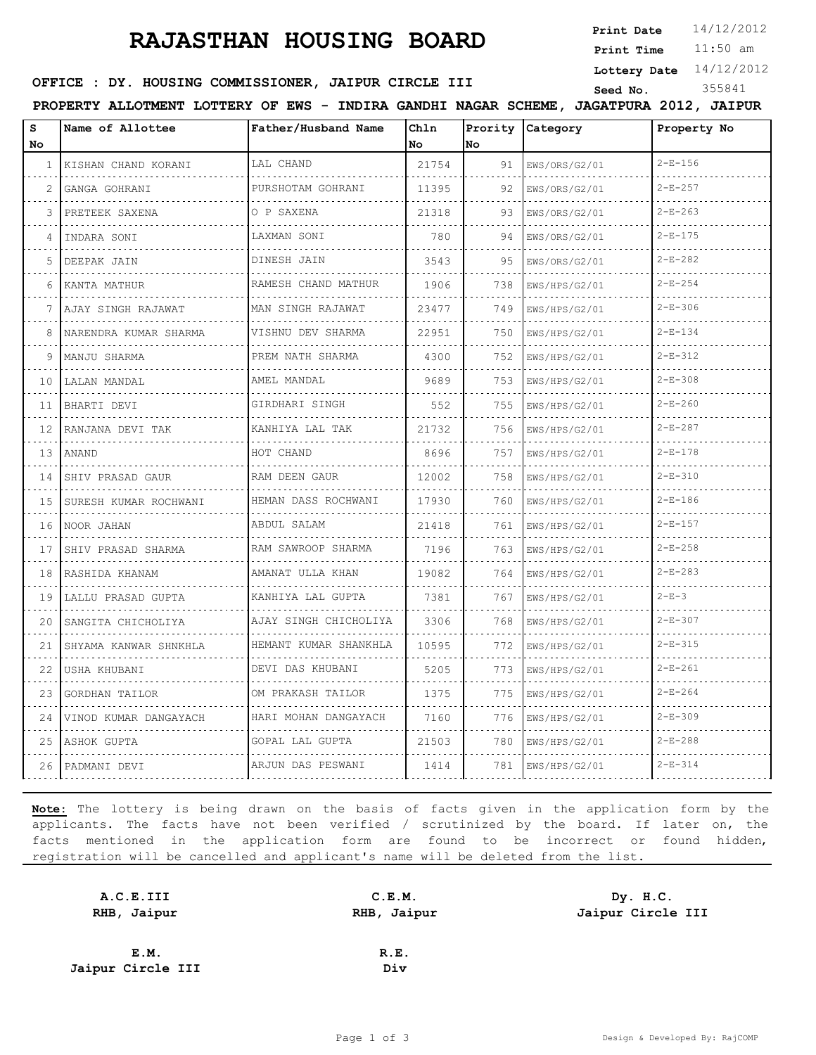# RAJASTHAN HOUSING BOARD

**Print Date** 14/12/2012
**Print Time** 11:50 am
**Lottery Date** 14/12/2012
**Seed No.** 355841

**OFFICE : DY. HOUSING COMMISSIONER, JAIPUR CIRCLE III**

**PROPERTY ALLOTMENT LOTTERY OF EWS - INDIRA GANDHI NAGAR SCHEME, JAGATPURA 2012, JAIPUR**

| S No | Name of Allottee | Father/Husband Name | Chln No | Prority No | Category | Property No |
|---|---|---|---|---|---|---|
| 1 | KISHAN CHAND KORANI | LAL CHAND | 21754 | 91 | EWS/ORS/G2/01 | 2-E-156 |
| 2 | GANGA GOHRANI | PURSHOTAM GOHRANI | 11395 | 92 | EWS/ORS/G2/01 | 2-E-257 |
| 3 | PRETEEK SAXENA | O P SAXENA | 21318 | 93 | EWS/ORS/G2/01 | 2-E-263 |
| 4 | INDARA SONI | LAXMAN SONI | 780 | 94 | EWS/ORS/G2/01 | 2-E-175 |
| 5 | DEEPAK JAIN | DINESH JAIN | 3543 | 95 | EWS/ORS/G2/01 | 2-E-282 |
| 6 | KANTA MATHUR | RAMESH CHAND MATHUR | 1906 | 738 | EWS/HPS/G2/01 | 2-E-254 |
| 7 | AJAY SINGH RAJAWAT | MAN SINGH RAJAWAT | 23477 | 749 | EWS/HPS/G2/01 | 2-E-306 |
| 8 | NARENDRA KUMAR SHARMA | VISHNU DEV SHARMA | 22951 | 750 | EWS/HPS/G2/01 | 2-E-134 |
| 9 | MANJU SHARMA | PREM NATH SHARMA | 4300 | 752 | EWS/HPS/G2/01 | 2-E-312 |
| 10 | LALAN MANDAL | AMEL MANDAL | 9689 | 753 | EWS/HPS/G2/01 | 2-E-308 |
| 11 | BHARTI DEVI | GIRDHARI SINGH | 552 | 755 | EWS/HPS/G2/01 | 2-E-260 |
| 12 | RANJANA DEVI TAK | KANHIYA LAL TAK | 21732 | 756 | EWS/HPS/G2/01 | 2-E-287 |
| 13 | ANAND | HOT CHAND | 8696 | 757 | EWS/HPS/G2/01 | 2-E-178 |
| 14 | SHIV PRASAD GAUR | RAM DEEN GAUR | 12002 | 758 | EWS/HPS/G2/01 | 2-E-310 |
| 15 | SURESH KUMAR ROCHWANI | HEMAN DASS ROCHWANI | 17930 | 760 | EWS/HPS/G2/01 | 2-E-186 |
| 16 | NOOR JAHAN | ABDUL SALAM | 21418 | 761 | EWS/HPS/G2/01 | 2-E-157 |
| 17 | SHIV PRASAD SHARMA | RAM SAWROOP SHARMA | 7196 | 763 | EWS/HPS/G2/01 | 2-E-258 |
| 18 | RASHIDA KHANAM | AMANAT ULLA KHAN | 19082 | 764 | EWS/HPS/G2/01 | 2-E-283 |
| 19 | LALLU PRASAD GUPTA | KANHIYA LAL GUPTA | 7381 | 767 | EWS/HPS/G2/01 | 2-E-3 |
| 20 | SANGITA CHICHOLIYA | AJAY SINGH CHICHOLIYA | 3306 | 768 | EWS/HPS/G2/01 | 2-E-307 |
| 21 | SHYAMA KANWAR SHNKHLA | HEMANT KUMAR SHANKHLA | 10595 | 772 | EWS/HPS/G2/01 | 2-E-315 |
| 22 | USHA KHUBANI | DEVI DAS KHUBANI | 5205 | 773 | EWS/HPS/G2/01 | 2-E-261 |
| 23 | GORDHAN TAILOR | OM PRAKASH TAILOR | 1375 | 775 | EWS/HPS/G2/01 | 2-E-264 |
| 24 | VINOD KUMAR DANGAYACH | HARI MOHAN DANGAYACH | 7160 | 776 | EWS/HPS/G2/01 | 2-E-309 |
| 25 | ASHOK GUPTA | GOPAL LAL GUPTA | 21503 | 780 | EWS/HPS/G2/01 | 2-E-288 |
| 26 | PADMANI DEVI | ARJUN DAS PESWANI | 1414 | 781 | EWS/HPS/G2/01 | 2-E-314 |

**Note:** The lottery is being drawn on the basis of facts given in the application form by the applicants. The facts have not been verified / scrutinized by the board. If later on, the facts mentioned in the application form are found to be incorrect or found hidden, registration will be cancelled and applicant's name will be deleted from the list.

**A.C.E.III**
**RHB, Jaipur**

**C.E.M.**
**RHB, Jaipur**

**Dy. H.C.**
**Jaipur Circle III**

**E.M.**
**Jaipur Circle III**

**R.E.**
**Div**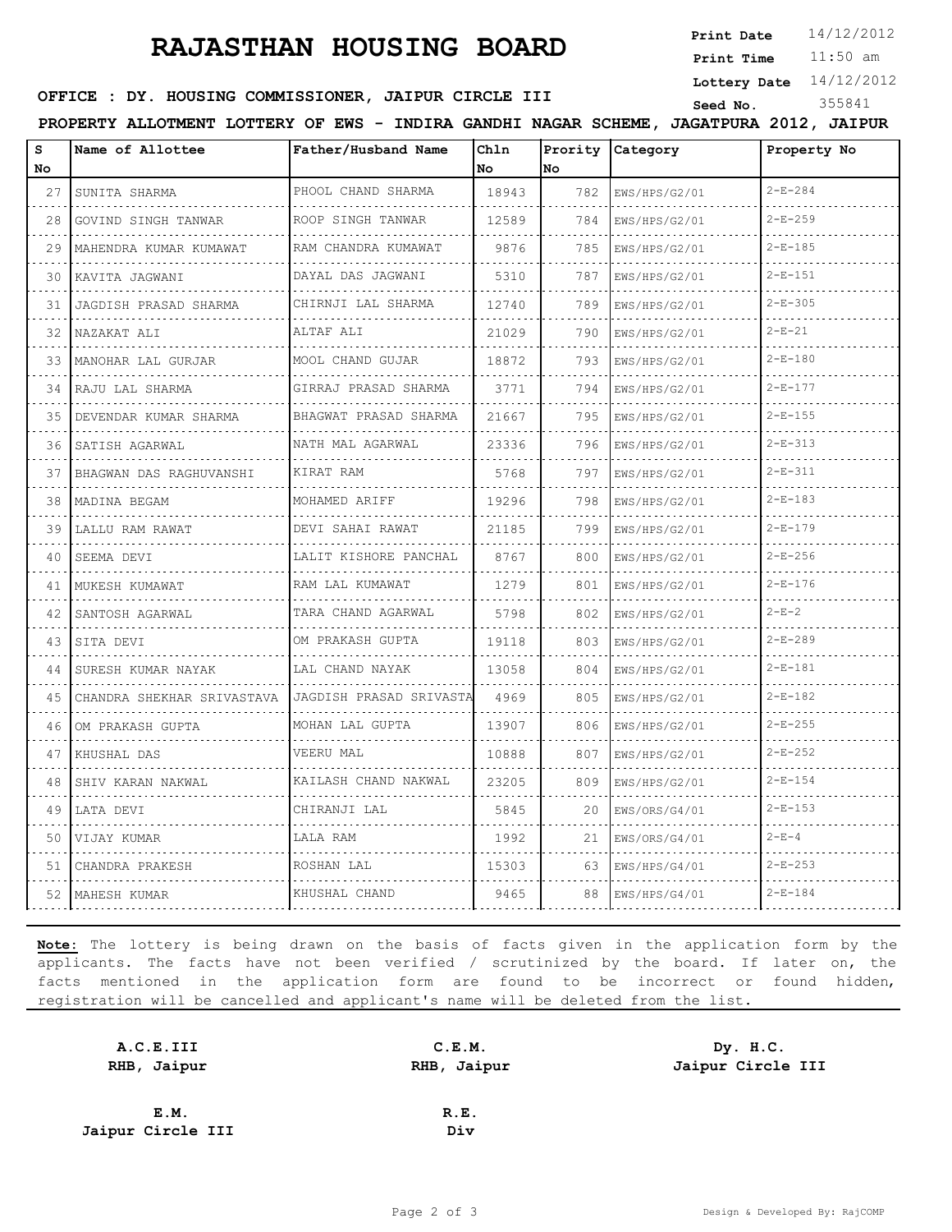# RAJASTHAN HOUSING BOARD

**Print Date** 14/12/2012
**Print Time** 11:50 am
**Lottery Date** 14/12/2012
**Seed No.** 355841

**OFFICE : DY. HOUSING COMMISSIONER, JAIPUR CIRCLE III**

**PROPERTY ALLOTMENT LOTTERY OF EWS - INDIRA GANDHI NAGAR SCHEME, JAGATPURA 2012, JAIPUR**

| S No | Name of Allottee | Father/Husband Name | Chln No | Prority No | Category | Property No |
|---|---|---|---|---|---|---|
| 27 | SUNITA SHARMA | PHOOL CHAND SHARMA | 18943 | 782 | EWS/HPS/G2/01 | 2-E-284 |
| 28 | GOVIND SINGH TANWAR | ROOP SINGH TANWAR | 12589 | 784 | EWS/HPS/G2/01 | 2-E-259 |
| 29 | MAHENDRA KUMAR KUMAWAT | RAM CHANDRA KUMAWAT | 9876 | 785 | EWS/HPS/G2/01 | 2-E-185 |
| 30 | KAVITA JAGWANI | DAYAL DAS JAGWANI | 5310 | 787 | EWS/HPS/G2/01 | 2-E-151 |
| 31 | JAGDISH PRASAD SHARMA | CHIRNJI LAL SHARMA | 12740 | 789 | EWS/HPS/G2/01 | 2-E-305 |
| 32 | NAZAKAT ALI | ALTAF ALI | 21029 | 790 | EWS/HPS/G2/01 | 2-E-21 |
| 33 | MANOHAR LAL GURJAR | MOOL CHAND GUJAR | 18872 | 793 | EWS/HPS/G2/01 | 2-E-180 |
| 34 | RAJU LAL SHARMA | GIRRAJ PRASAD SHARMA | 3771 | 794 | EWS/HPS/G2/01 | 2-E-177 |
| 35 | DEVENDAR KUMAR SHARMA | BHAGWAT PRASAD SHARMA | 21667 | 795 | EWS/HPS/G2/01 | 2-E-155 |
| 36 | SATISH AGARWAL | NATH MAL AGARWAL | 23336 | 796 | EWS/HPS/G2/01 | 2-E-313 |
| 37 | BHAGWAN DAS RAGHUVANSHI | KIRAT RAM | 5768 | 797 | EWS/HPS/G2/01 | 2-E-311 |
| 38 | MADINA BEGAM | MOHAMED ARIFF | 19296 | 798 | EWS/HPS/G2/01 | 2-E-183 |
| 39 | LALLU RAM RAWAT | DEVI SAHAI RAWAT | 21185 | 799 | EWS/HPS/G2/01 | 2-E-179 |
| 40 | SEEMA DEVI | LALIT KISHORE PANCHAL | 8767 | 800 | EWS/HPS/G2/01 | 2-E-256 |
| 41 | MUKESH KUMAWAT | RAM LAL KUMAWAT | 1279 | 801 | EWS/HPS/G2/01 | 2-E-176 |
| 42 | SANTOSH AGARWAL | TARA CHAND AGARWAL | 5798 | 802 | EWS/HPS/G2/01 | 2-E-2 |
| 43 | SITA DEVI | OM PRAKASH GUPTA | 19118 | 803 | EWS/HPS/G2/01 | 2-E-289 |
| 44 | SURESH KUMAR NAYAK | LAL CHAND NAYAK | 13058 | 804 | EWS/HPS/G2/01 | 2-E-181 |
| 45 | CHANDRA SHEKHAR SRIVASTAVA | JAGDISH PRASAD SRIVASTA | 4969 | 805 | EWS/HPS/G2/01 | 2-E-182 |
| 46 | OM PRAKASH GUPTA | MOHAN LAL GUPTA | 13907 | 806 | EWS/HPS/G2/01 | 2-E-255 |
| 47 | KHUSHAL DAS | VEERU MAL | 10888 | 807 | EWS/HPS/G2/01 | 2-E-252 |
| 48 | SHIV KARAN NAKWAL | KAILASH CHAND NAKWAL | 23205 | 809 | EWS/HPS/G2/01 | 2-E-154 |
| 49 | LATA DEVI | CHIRANJI LAL | 5845 | 20 | EWS/ORS/G4/01 | 2-E-153 |
| 50 | VIJAY KUMAR | LALA RAM | 1992 | 21 | EWS/ORS/G4/01 | 2-E-4 |
| 51 | CHANDRA PRAKESH | ROSHAN LAL | 15303 | 63 | EWS/HPS/G4/01 | 2-E-253 |
| 52 | MAHESH KUMAR | KHUSHAL CHAND | 9465 | 88 | EWS/HPS/G4/01 | 2-E-184 |

**Note:** The lottery is being drawn on the basis of facts given in the application form by the applicants. The facts have not been verified / scrutinized by the board. If later on, the facts mentioned in the application form are found to be incorrect or found hidden, registration will be cancelled and applicant's name will be deleted from the list.

**A.C.E.III**
**RHB, Jaipur**

**C.E.M.**
**RHB, Jaipur**

**Dy. H.C.**
**Jaipur Circle III**

**E.M.**
**Jaipur Circle III**

**R.E.**
**Div**

Design & Developed By: RajCOMP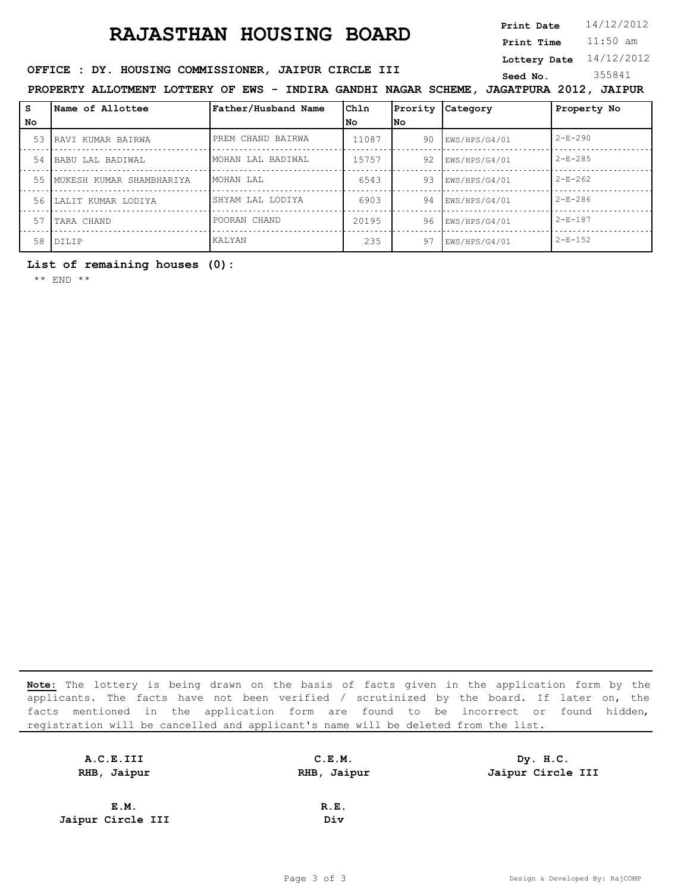# RAJASTHAN HOUSING BOARD

**Print Date** 14/12/2012
**Print Time** 11:50 am
**Lottery Date** 14/12/2012
**Seed No.** 355841

**OFFICE : DY. HOUSING COMMISSIONER, JAIPUR CIRCLE III**

**PROPERTY ALLOTMENT LOTTERY OF EWS - INDIRA GANDHI NAGAR SCHEME, JAGATPURA 2012, JAIPUR**

| S No | Name of Allottee | Father/Husband Name | Chln No | Prority No | Category | Property No |
|---|---|---|---|---|---|---|
| 53 | RAVI KUMAR BAIRWA | PREM CHAND BAIRWA | 11087 | 90 | EWS/HPS/G4/01 | 2-E-290 |
| 54 | BABU LAL BADIWAL | MOHAN LAL BADIWAL | 15757 | 92 | EWS/HPS/G4/01 | 2-E-285 |
| 55 | MUKESH KUMAR SHAMBHARIYA | MOHAN LAL | 6543 | 93 | EWS/HPS/G4/01 | 2-E-262 |
| 56 | LALIT KUMAR LODIYA | SHYAM LAL LODIYA | 6903 | 94 | EWS/HPS/G4/01 | 2-E-286 |
| 57 | TARA CHAND | POORAN CHAND | 20195 | 96 | EWS/HPS/G4/01 | 2-E-187 |
| 58 | DILIP | KALYAN | 235 | 97 | EWS/HPS/G4/01 | 2-E-152 |

**List of remaining houses (0):**

** END **

**Note:** The lottery is being drawn on the basis of facts given in the application form by the applicants. The facts have not been verified / scrutinized by the board. If later on, the facts mentioned in the application form are found to be incorrect or found hidden, registration will be cancelled and applicant's name will be deleted from the list.

**A.C.E.III**
**RHB, Jaipur**

**C.E.M.**
**RHB, Jaipur**

**Dy. H.C.**
**Jaipur Circle III**

**E.M.**
**Jaipur Circle III**

**R.E.**
**Div**

Design & Developed By: RajCOMP